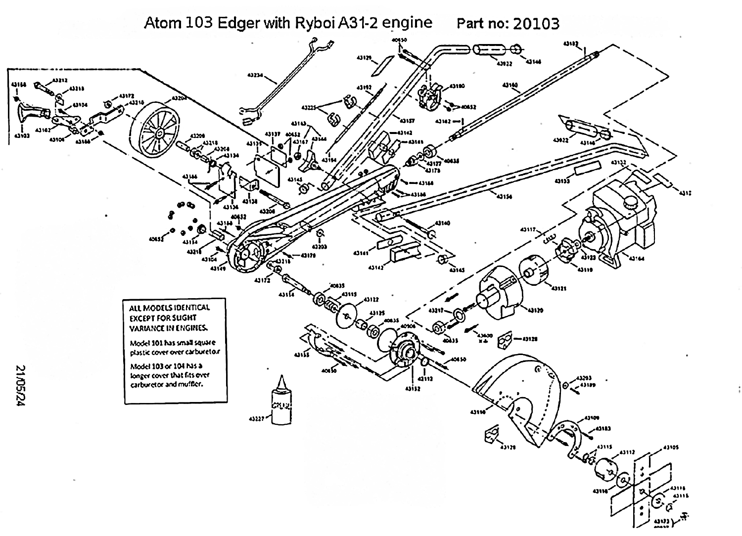# Atom 103 Edger with Ryboi A31-2 engine     Part no: 20103

ALL MODELS IDENTICAL EXCEPT FOR SLIGHT VARIANCE IN ENGINES.

Model 101 has small square plastic cover over carburetor.

Model 103 or 104 has a longer cover that fits over carburetor and muffler.

21/05/24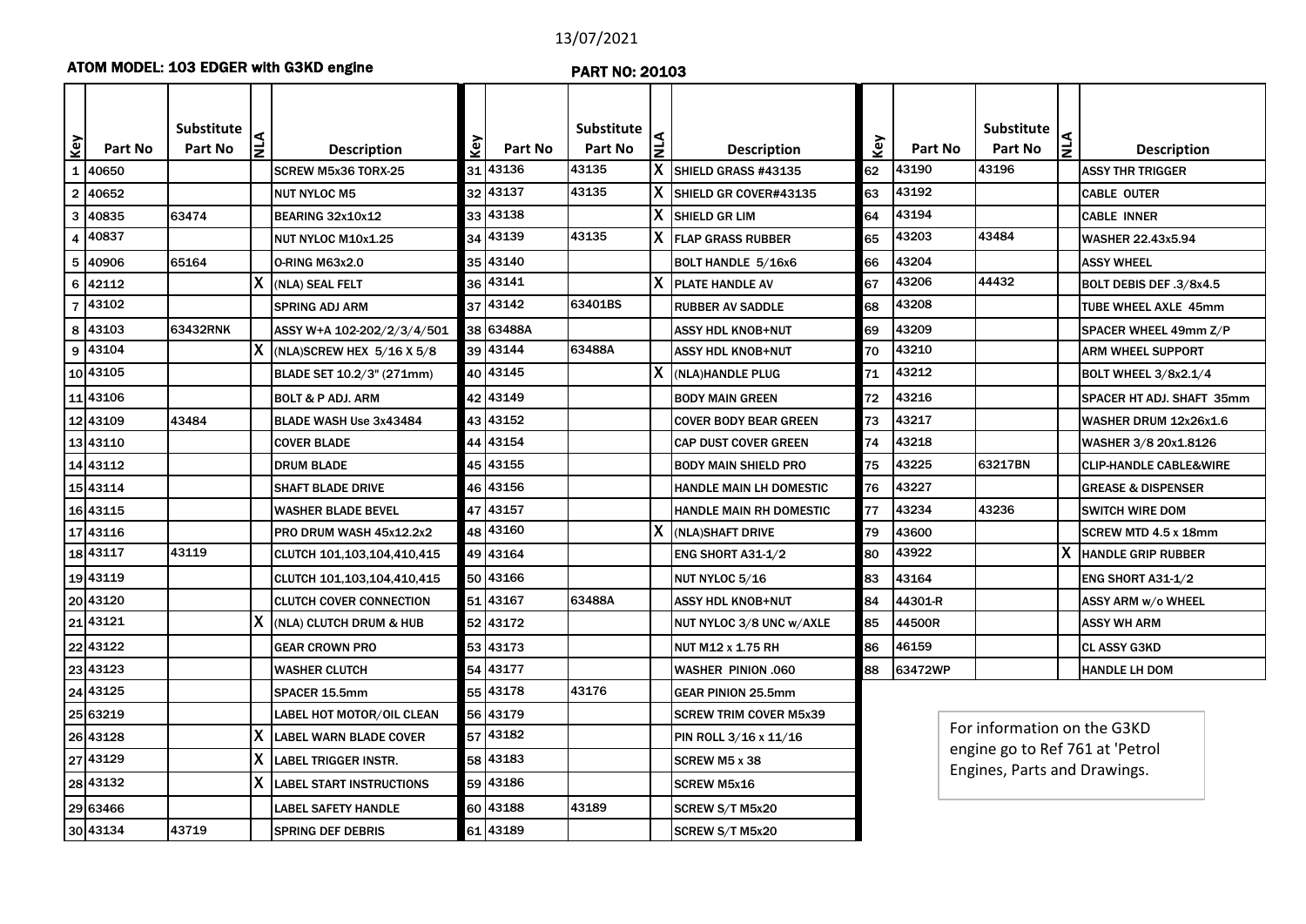13/07/2021

**ATOM MODEL: 103 EDGER with G3KD engine** **PART NO: 20103**

| Key | Part No | Substitute Part No | NLA | Description | Key | Part No | Substitute Part No | NLA | Description | Key | Part No | Substitute Part No | NLA | Description |
|---|---|---|---|---|---|---|---|---|---|---|---|---|---|---|
| 1 | 40650 | | | SCREW M5x36 TORX-25 | 31 | 43136 | 43135 | X | SHIELD GRASS #43135 | 62 | 43190 | 43196 | | ASSY THR TRIGGER |
| 2 | 40652 | | | NUT NYLOC M5 | 32 | 43137 | 43135 | X | SHIELD GR COVER#43135 | 63 | 43192 | | | CABLE OUTER |
| 3 | 40835 | 63474 | | BEARING 32x10x12 | 33 | 43138 | | X | SHIELD GR LIM | 64 | 43194 | | | CABLE INNER |
| 4 | 40837 | | | NUT NYLOC M10x1.25 | 34 | 43139 | 43135 | X | FLAP GRASS RUBBER | 65 | 43203 | 43484 | | WASHER 22.43x5.94 |
| 5 | 40906 | 65164 | | O-RING M63x2.0 | 35 | 43140 | | | BOLT HANDLE 5/16x6 | 66 | 43204 | | | ASSY WHEEL |
| 6 | 42112 | | X | (NLA) SEAL FELT | 36 | 43141 | | X | PLATE HANDLE AV | 67 | 43206 | 44432 | | BOLT DEBIS DEF .3/8x4.5 |
| 7 | 43102 | | | SPRING ADJ ARM | 37 | 43142 | 63401BS | | RUBBER AV SADDLE | 68 | 43208 | | | TUBE WHEEL AXLE 45mm |
| 8 | 43103 | 63432RNK | | ASSY W+A 102-202/2/3/4/501 | 38 | 63488A | | | ASSY HDL KNOB+NUT | 69 | 43209 | | | SPACER WHEEL 49mm Z/P |
| 9 | 43104 | | X | (NLA)SCREW HEX 5/16 X 5/8 | 39 | 43144 | 63488A | | ASSY HDL KNOB+NUT | 70 | 43210 | | | ARM WHEEL SUPPORT |
| 10 | 43105 | | | BLADE SET 10.2/3" (271mm) | 40 | 43145 | | X | (NLA)HANDLE PLUG | 71 | 43212 | | | BOLT WHEEL 3/8x2.1/4 |
| 11 | 43106 | | | BOLT & P ADJ. ARM | 42 | 43149 | | | BODY MAIN GREEN | 72 | 43216 | | | SPACER HT ADJ. SHAFT 35mm |
| 12 | 43109 | 43484 | | BLADE WASH Use 3x43484 | 43 | 43152 | | | COVER BODY BEAR GREEN | 73 | 43217 | | | WASHER DRUM 12x26x1.6 |
| 13 | 43110 | | | COVER BLADE | 44 | 43154 | | | CAP DUST COVER GREEN | 74 | 43218 | | | WASHER 3/8 20x1.8126 |
| 14 | 43112 | | | DRUM BLADE | 45 | 43155 | | | BODY MAIN SHIELD PRO | 75 | 43225 | 63217BN | | CLIP-HANDLE CABLE&WIRE |
| 15 | 43114 | | | SHAFT BLADE DRIVE | 46 | 43156 | | | HANDLE MAIN LH DOMESTIC | 76 | 43227 | | | GREASE & DISPENSER |
| 16 | 43115 | | | WASHER BLADE BEVEL | 47 | 43157 | | | HANDLE MAIN RH DOMESTIC | 77 | 43234 | 43236 | | SWITCH WIRE DOM |
| 17 | 43116 | | | PRO DRUM WASH 45x12.2x2 | 48 | 43160 | | X | (NLA)SHAFT DRIVE | 79 | 43600 | | | SCREW MTD 4.5 x 18mm |
| 18 | 43117 | 43119 | | CLUTCH 101,103,104,410,415 | 49 | 43164 | | | ENG SHORT A31-1/2 | 80 | 43922 | | X | HANDLE GRIP RUBBER |
| 19 | 43119 | | | CLUTCH 101,103,104,410,415 | 50 | 43166 | | | NUT NYLOC 5/16 | 83 | 43164 | | | ENG SHORT A31-1/2 |
| 20 | 43120 | | | CLUTCH COVER CONNECTION | 51 | 43167 | 63488A | | ASSY HDL KNOB+NUT | 84 | 44301-R | | | ASSY ARM w/o WHEEL |
| 21 | 43121 | | X | (NLA) CLUTCH DRUM & HUB | 52 | 43172 | | | NUT NYLOC 3/8 UNC w/AXLE | 85 | 44500R | | | ASSY WH ARM |
| 22 | 43122 | | | GEAR CROWN PRO | 53 | 43173 | | | NUT M12 x 1.75 RH | 86 | 46159 | | | CL ASSY G3KD |
| 23 | 43123 | | | WASHER CLUTCH | 54 | 43177 | | | WASHER PINION .060 | 88 | 63472WP | | | HANDLE LH DOM |
| 24 | 43125 | | | SPACER 15.5mm | 55 | 43178 | 43176 | | GEAR PINION 25.5mm | | | | | |
| 25 | 63219 | | | LABEL HOT MOTOR/OIL CLEAN | 56 | 43179 | | | SCREW TRIM COVER M5x39 | | | | | |
| 26 | 43128 | | X | LABEL WARN BLADE COVER | 57 | 43182 | | | PIN ROLL 3/16 x 11/16 | | | | | |
| 27 | 43129 | | X | LABEL TRIGGER INSTR. | 58 | 43183 | | | SCREW M5 x 38 | | | | | |
| 28 | 43132 | | X | LABEL START INSTRUCTIONS | 59 | 43186 | | | SCREW M5x16 | | | | | |
| 29 | 63466 | | | LABEL SAFETY HANDLE | 60 | 43188 | 43189 | | SCREW S/T M5x20 | | | | | |
| 30 | 43134 | 43719 | | SPRING DEF DEBRIS | 61 | 43189 | | | SCREW S/T M5x20 | | | | | |

For information on the G3KD engine go to Ref 761 at 'Petrol Engines, Parts and Drawings.